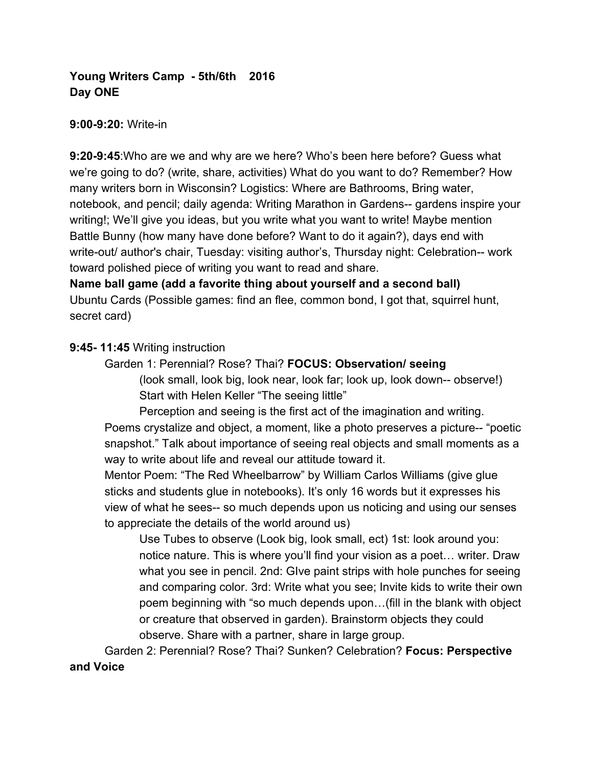**Young Writers Camp - 5th/6th 2016**
**Day ONE**

**9:00-9:20:** Write-in

**9:20-9:45**:Who are we and why are we here? Who's been here before? Guess what we're going to do? (write, share, activities) What do you want to do? Remember? How many writers born in Wisconsin? Logistics: Where are Bathrooms, Bring water, notebook, and pencil; daily agenda: Writing Marathon in Gardens-- gardens inspire your writing!; We'll give you ideas, but you write what you want to write! Maybe mention Battle Bunny (how many have done before? Want to do it again?), days end with write-out/ author's chair, Tuesday: visiting author's, Thursday night: Celebration-- work toward polished piece of writing you want to read and share.

**Name ball game (add a favorite thing about yourself and a second ball)**
Ubuntu Cards (Possible games: find an flee, common bond, I got that, squirrel hunt, secret card)

**9:45- 11:45** Writing instruction

Garden 1: Perennial? Rose? Thai? **FOCUS: Observation/ seeing**

(look small, look big, look near, look far; look up, look down-- observe!)
Start with Helen Keller "The seeing little"

Perception and seeing is the first act of the imagination and writing. Poems crystalize and object, a moment, like a photo preserves a picture-- "poetic snapshot." Talk about importance of seeing real objects and small moments as a way to write about life and reveal our attitude toward it.

Mentor Poem: "The Red Wheelbarrow" by William Carlos Williams (give glue sticks and students glue in notebooks). It's only 16 words but it expresses his view of what he sees-- so much depends upon us noticing and using our senses to appreciate the details of the world around us)

Use Tubes to observe (Look big, look small, ect) 1st: look around you: notice nature. This is where you'll find your vision as a poet… writer. Draw what you see in pencil. 2nd: GIve paint strips with hole punches for seeing and comparing color. 3rd: Write what you see; Invite kids to write their own poem beginning with "so much depends upon…(fill in the blank with object or creature that observed in garden). Brainstorm objects they could observe. Share with a partner, share in large group.

Garden 2: Perennial? Rose? Thai? Sunken? Celebration? **Focus: Perspective and Voice**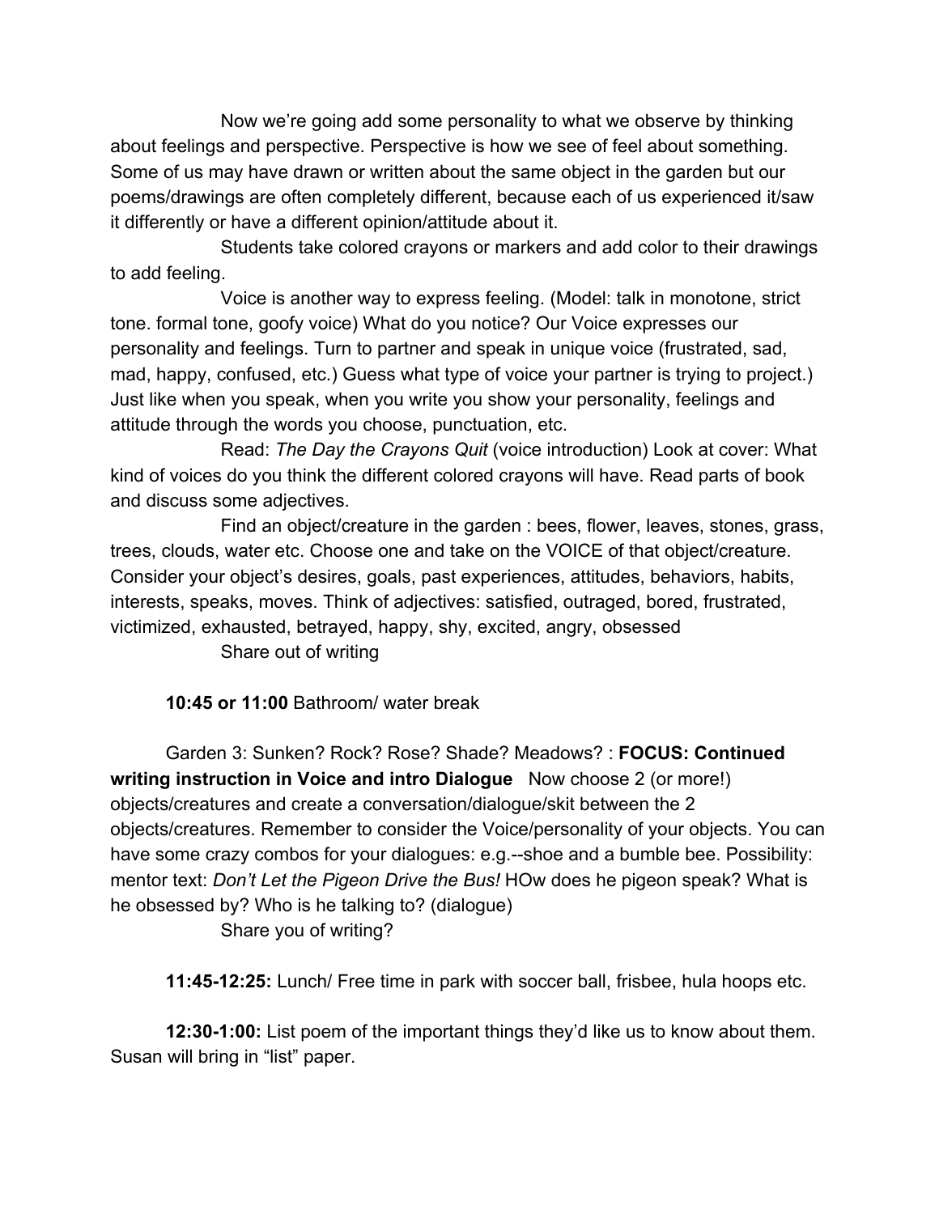Now we're going add some personality to what we observe by thinking about feelings and perspective. Perspective is how we see of feel about something. Some of us may have drawn or written about the same object in the garden but our poems/drawings are often completely different, because each of us experienced it/saw it differently or have a different opinion/attitude about it.

Students take colored crayons or markers and add color to their drawings to add feeling.

Voice is another way to express feeling. (Model: talk in monotone, strict tone. formal tone, goofy voice) What do you notice? Our Voice expresses our personality and feelings. Turn to partner and speak in unique voice (frustrated, sad, mad, happy, confused, etc.) Guess what type of voice your partner is trying to project.) Just like when you speak, when you write you show your personality, feelings and attitude through the words you choose, punctuation, etc.

Read: *The Day the Crayons Quit* (voice introduction) Look at cover: What kind of voices do you think the different colored crayons will have. Read parts of book and discuss some adjectives.

Find an object/creature in the garden : bees, flower, leaves, stones, grass, trees, clouds, water etc. Choose one and take on the VOICE of that object/creature. Consider your object's desires, goals, past experiences, attitudes, behaviors, habits, interests, speaks, moves. Think of adjectives: satisfied, outraged, bored, frustrated, victimized, exhausted, betrayed, happy, shy, excited, angry, obsessed

Share out of writing

**10:45 or 11:00** Bathroom/ water break

Garden 3: Sunken? Rock? Rose? Shade? Meadows? : **FOCUS: Continued writing instruction in Voice and intro Dialogue** Now choose 2 (or more!) objects/creatures and create a conversation/dialogue/skit between the 2 objects/creatures. Remember to consider the Voice/personality of your objects. You can have some crazy combos for your dialogues: e.g.--shoe and a bumble bee. Possibility: mentor text: *Don't Let the Pigeon Drive the Bus!* HOw does he pigeon speak? What is he obsessed by? Who is he talking to? (dialogue)

Share you of writing?

**11:45-12:25:** Lunch/ Free time in park with soccer ball, frisbee, hula hoops etc.

**12:30-1:00:** List poem of the important things they'd like us to know about them. Susan will bring in "list" paper.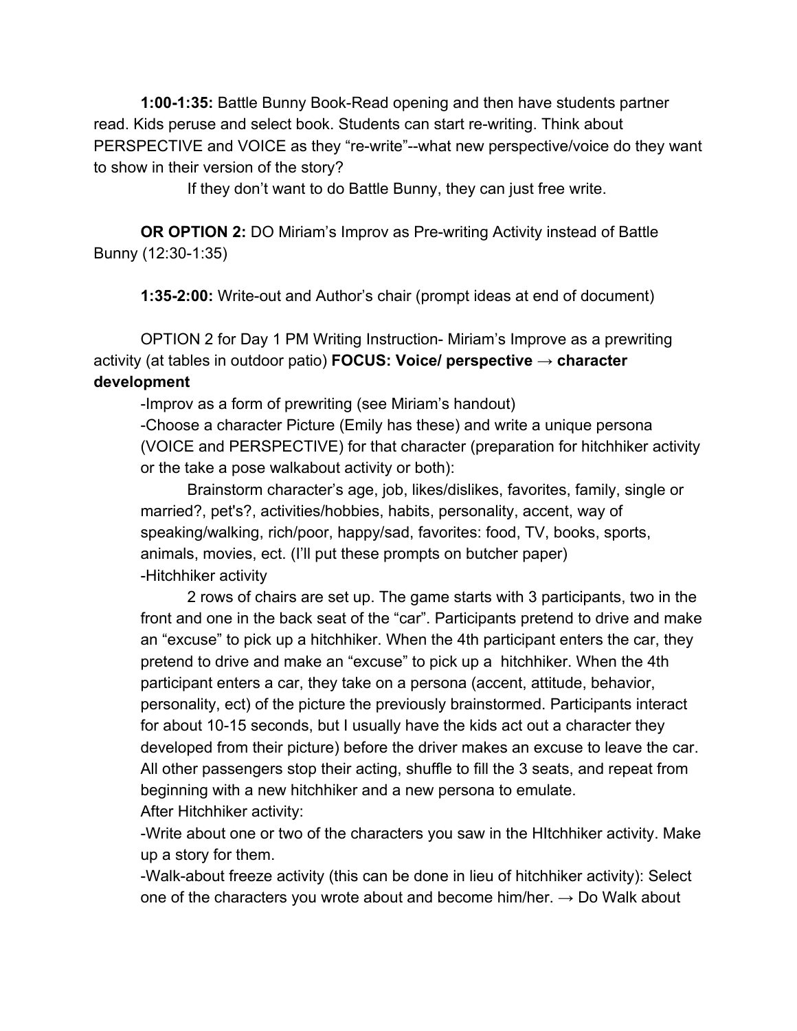**1:00-1:35:** Battle Bunny Book-Read opening and then have students partner read. Kids peruse and select book. Students can start re-writing. Think about PERSPECTIVE and VOICE as they "re-write"--what new perspective/voice do they want to show in their version of the story?

If they don't want to do Battle Bunny, they can just free write.

**OR OPTION 2:** DO Miriam's Improv as Pre-writing Activity instead of Battle Bunny (12:30-1:35)

**1:35-2:00:** Write-out and Author's chair (prompt ideas at end of document)

OPTION 2 for Day 1 PM Writing Instruction- Miriam's Improve as a prewriting activity (at tables in outdoor patio) **FOCUS: Voice/ perspective → character development**

-Improv as a form of prewriting (see Miriam's handout)

-Choose a character Picture (Emily has these) and write a unique persona (VOICE and PERSPECTIVE) for that character (preparation for hitchhiker activity or the take a pose walkabout activity or both):

Brainstorm character's age, job, likes/dislikes, favorites, family, single or married?, pet's?, activities/hobbies, habits, personality, accent, way of speaking/walking, rich/poor, happy/sad, favorites: food, TV, books, sports, animals, movies, ect. (I'll put these prompts on butcher paper)

-Hitchhiker activity

2 rows of chairs are set up. The game starts with 3 participants, two in the front and one in the back seat of the "car". Participants pretend to drive and make an "excuse" to pick up a hitchhiker. When the 4th participant enters the car, they pretend to drive and make an "excuse" to pick up a hitchhiker. When the 4th participant enters a car, they take on a persona (accent, attitude, behavior, personality, ect) of the picture the previously brainstormed. Participants interact for about 10-15 seconds, but I usually have the kids act out a character they developed from their picture) before the driver makes an excuse to leave the car. All other passengers stop their acting, shuffle to fill the 3 seats, and repeat from beginning with a new hitchhiker and a new persona to emulate.

After Hitchhiker activity:

-Write about one or two of the characters you saw in the HItchhiker activity. Make up a story for them.

-Walk-about freeze activity (this can be done in lieu of hitchhiker activity): Select one of the characters you wrote about and become him/her. → Do Walk about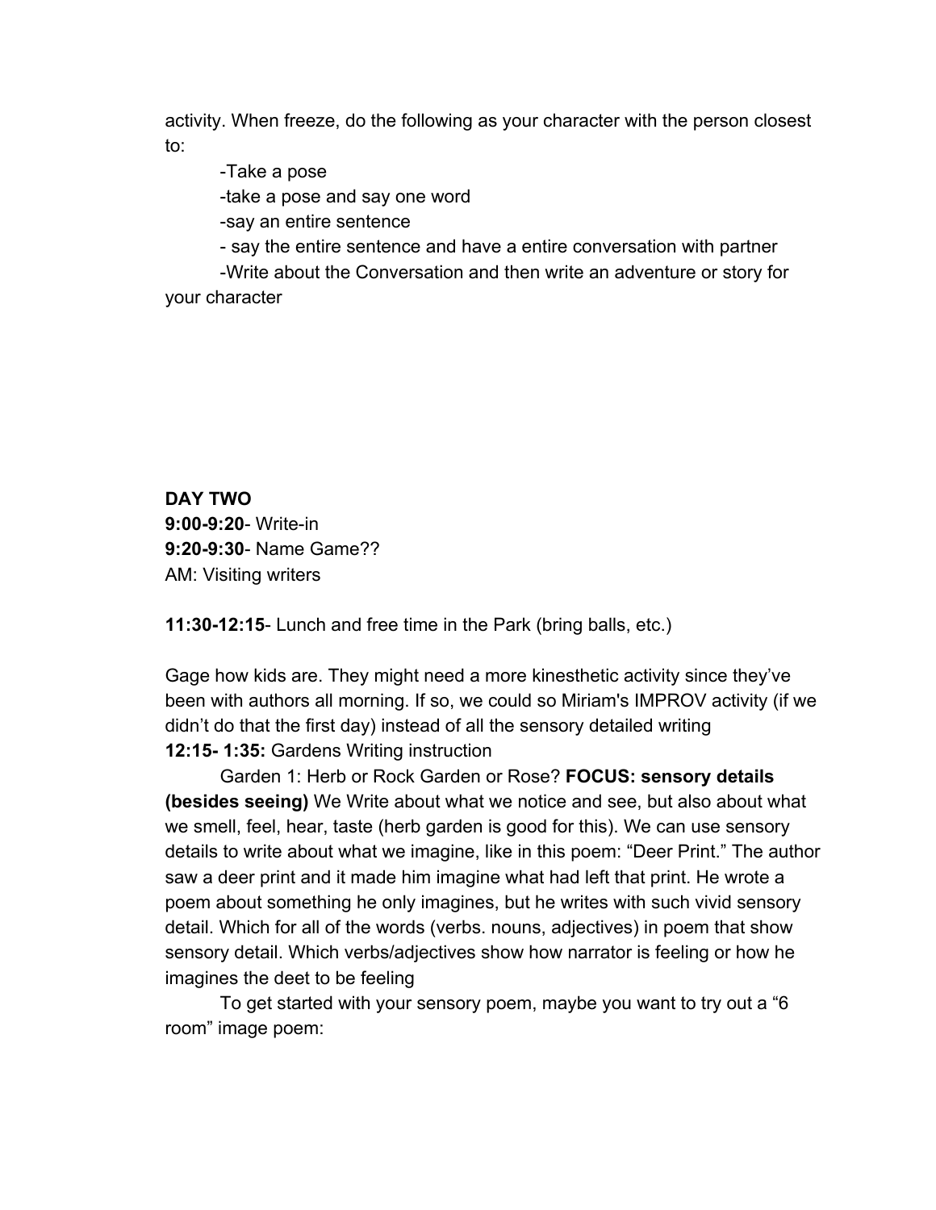activity. When freeze, do the following as your character with the person closest to:

-Take a pose
-take a pose and say one word
-say an entire sentence
- say the entire sentence and have a entire conversation with partner
-Write about the Conversation and then write an adventure or story for your character

**DAY TWO**
**9:00-9:20**- Write-in
**9:20-9:30**- Name Game??
AM: Visiting writers

**11:30-12:15**- Lunch and free time in the Park (bring balls, etc.)

Gage how kids are. They might need a more kinesthetic activity since they've been with authors all morning. If so, we could so Miriam's IMPROV activity (if we didn't do that the first day) instead of all the sensory detailed writing
**12:15- 1:35:** Gardens Writing instruction

Garden 1: Herb or Rock Garden or Rose? **FOCUS: sensory details (besides seeing)** We Write about what we notice and see, but also about what we smell, feel, hear, taste (herb garden is good for this). We can use sensory details to write about what we imagine, like in this poem: "Deer Print." The author saw a deer print and it made him imagine what had left that print. He wrote a poem about something he only imagines, but he writes with such vivid sensory detail. Which for all of the words (verbs. nouns, adjectives) in poem that show sensory detail. Which verbs/adjectives show how narrator is feeling or how he imagines the deet to be feeling

To get started with your sensory poem, maybe you want to try out a "6 room" image poem: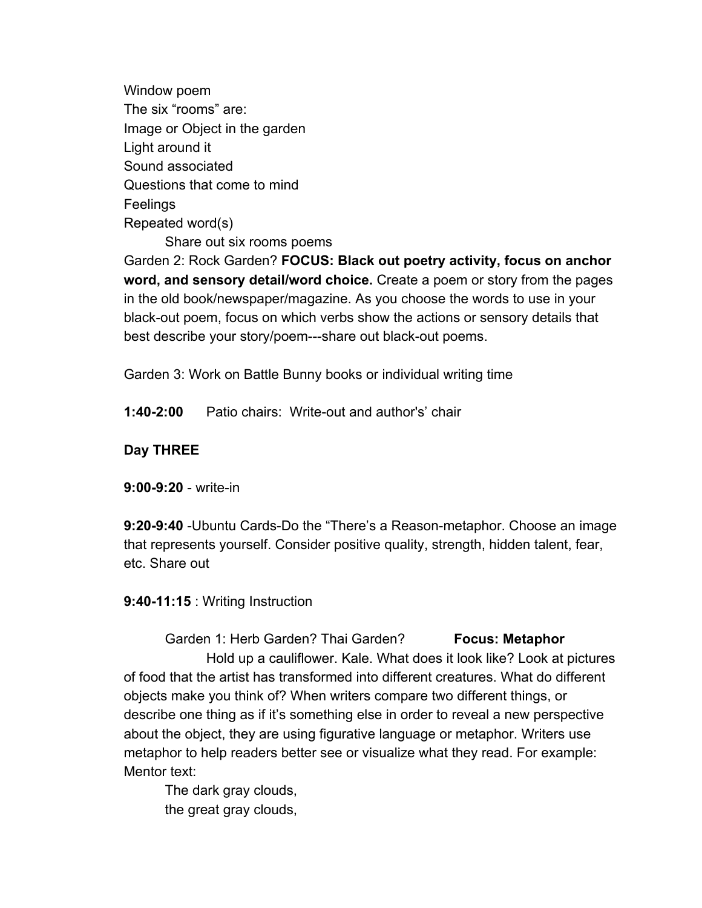Window poem
The six “rooms” are:
Image or Object in the garden
Light around it
Sound associated
Questions that come to mind
Feelings
Repeated word(s)

Share out six rooms poems

Garden 2: Rock Garden? **FOCUS: Black out poetry activity, focus on anchor word, and sensory detail/word choice.** Create a poem or story from the pages in the old book/newspaper/magazine. As you choose the words to use in your black-out poem, focus on which verbs show the actions or sensory details that best describe your story/poem---share out black-out poems.

Garden 3: Work on Battle Bunny books or individual writing time

**1:40-2:00** Patio chairs: Write-out and author's' chair

**Day THREE**

**9:00-9:20** - write-in

**9:20-9:40** -Ubuntu Cards-Do the “There’s a Reason-metaphor. Choose an image that represents yourself. Consider positive quality, strength, hidden talent, fear, etc. Share out

**9:40-11:15** : Writing Instruction

Garden 1: Herb Garden? Thai Garden? **Focus: Metaphor**

Hold up a cauliflower. Kale. What does it look like? Look at pictures of food that the artist has transformed into different creatures. What do different objects make you think of? When writers compare two different things, or describe one thing as if it’s something else in order to reveal a new perspective about the object, they are using figurative language or metaphor. Writers use metaphor to help readers better see or visualize what they read. For example: Mentor text:

The dark gray clouds,
the great gray clouds,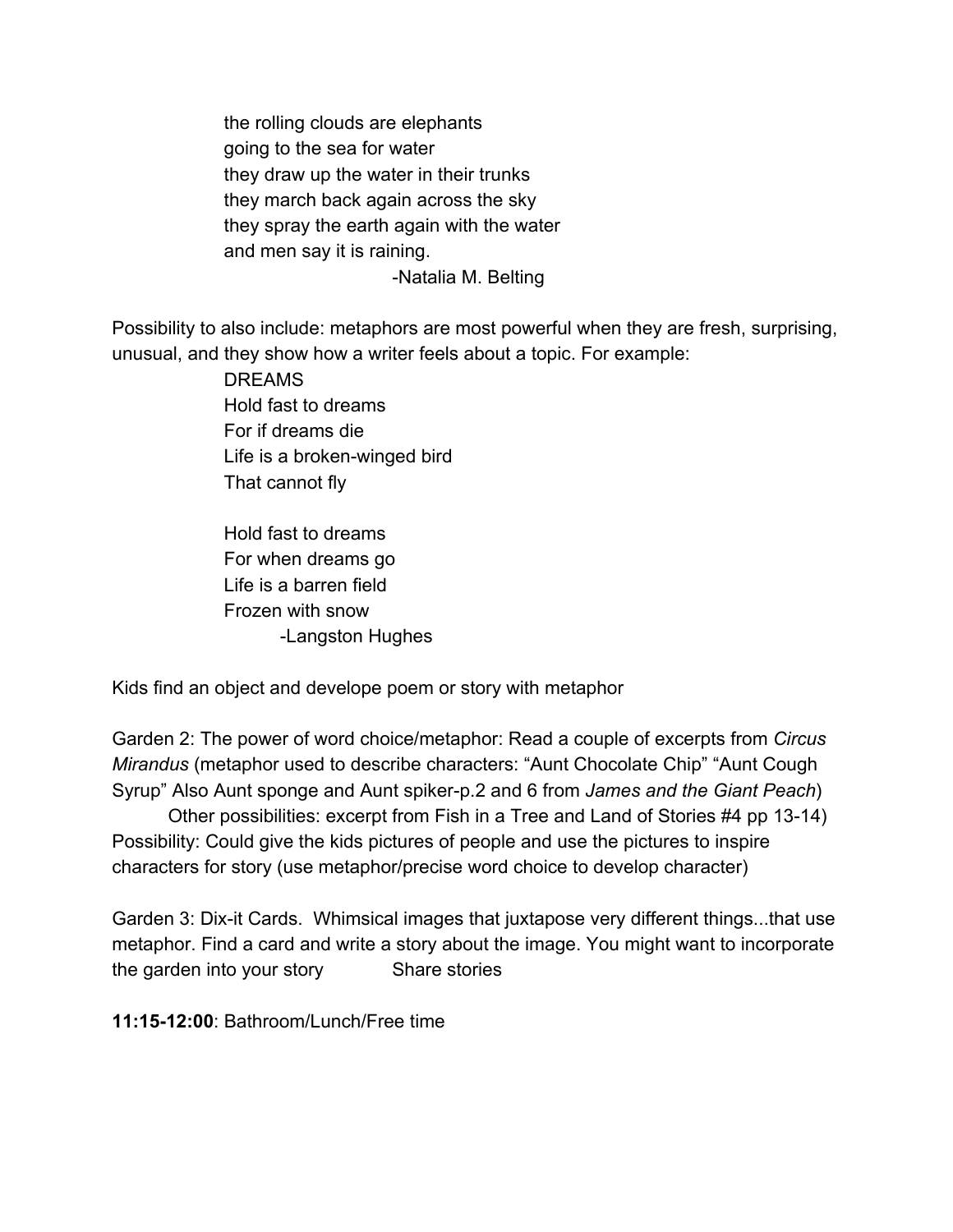the rolling clouds are elephants  
going to the sea for water  
they draw up the water in their trunks  
they march back again across the sky  
they spray the earth again with the water  
and men say it is raining.  
-Natalia M. Belting

Possibility to also include: metaphors are most powerful when they are fresh, surprising, unusual, and they show how a writer feels about a topic. For example:

DREAMS  
Hold fast to dreams  
For if dreams die  
Life is a broken-winged bird  
That cannot fly

Hold fast to dreams  
For when dreams go  
Life is a barren field  
Frozen with snow  
-Langston Hughes

Kids find an object and develope poem or story with metaphor

Garden 2: The power of word choice/metaphor: Read a couple of excerpts from *Circus Mirandus* (metaphor used to describe characters: "Aunt Chocolate Chip" "Aunt Cough Syrup" Also Aunt sponge and Aunt spiker-p.2 and 6 from *James and the Giant Peach*)

Other possibilities: excerpt from Fish in a Tree and Land of Stories #4 pp 13-14)

Possibility: Could give the kids pictures of people and use the pictures to inspire characters for story (use metaphor/precise word choice to develop character)

Garden 3: Dix-it Cards. Whimsical images that juxtapose very different things...that use metaphor. Find a card and write a story about the image. You might want to incorporate the garden into your story Share stories

**11:15-12:00**: Bathroom/Lunch/Free time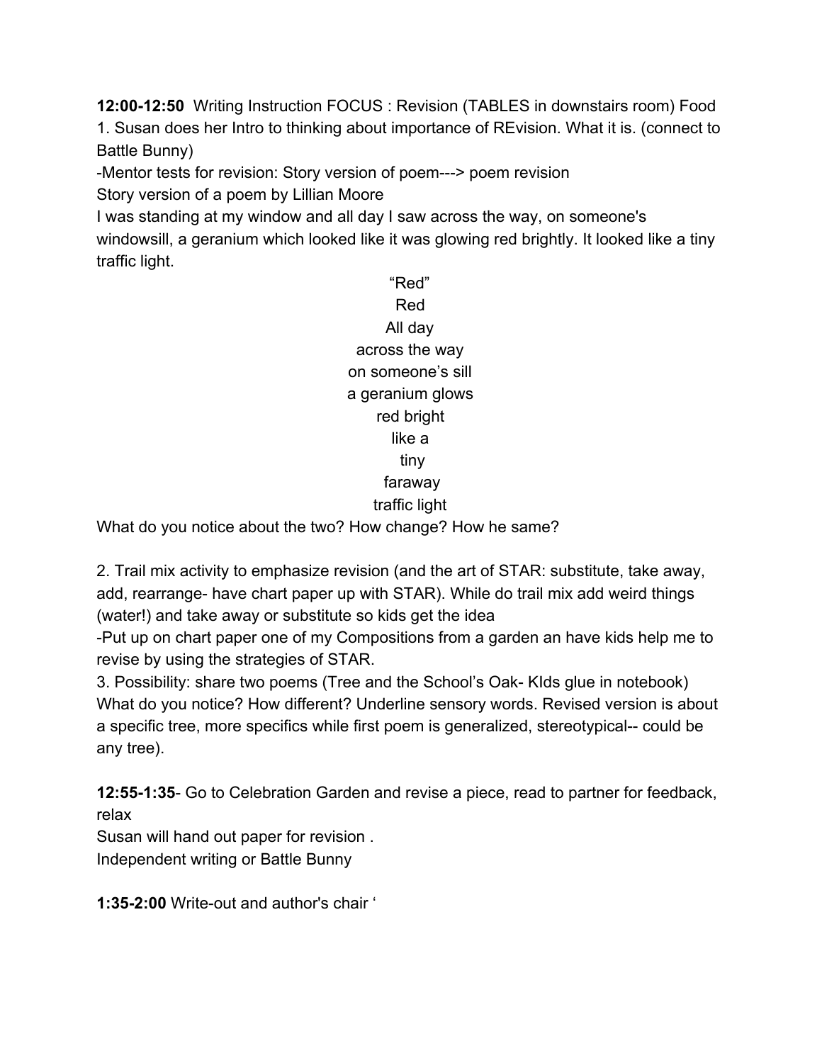**12:00-12:50** Writing Instruction FOCUS : Revision (TABLES in downstairs room) Food

1. Susan does her Intro to thinking about importance of REvision. What it is. (connect to Battle Bunny)

-Mentor tests for revision: Story version of poem---> poem revision

Story version of a poem by Lillian Moore

I was standing at my window and all day I saw across the way, on someone's windowsill, a geranium which looked like it was glowing red brightly. It looked like a tiny traffic light.

<center>

"Red"<br>
Red<br>
All day<br>
across the way<br>
on someone's sill<br>
a geranium glows<br>
red bright<br>
like a<br>
tiny<br>
faraway<br>
traffic light

</center>

What do you notice about the two? How change? How he same?

2. Trail mix activity to emphasize revision (and the art of STAR: substitute, take away, add, rearrange- have chart paper up with STAR). While do trail mix add weird things (water!) and take away or substitute so kids get the idea

-Put up on chart paper one of my Compositions from a garden an have kids help me to revise by using the strategies of STAR.

3. Possibility: share two poems (Tree and the School's Oak- KIds glue in notebook) What do you notice? How different? Underline sensory words. Revised version is about a specific tree, more specifics while first poem is generalized, stereotypical-- could be any tree).

**12:55-1:35**- Go to Celebration Garden and revise a piece, read to partner for feedback, relax

Susan will hand out paper for revision .

Independent writing or Battle Bunny

**1:35-2:00** Write-out and author's chair '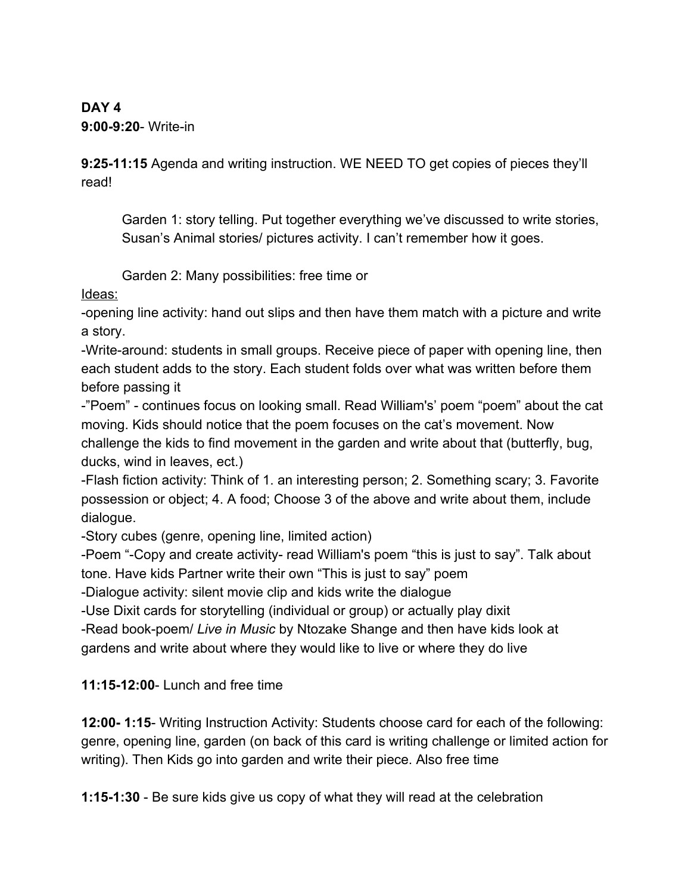**DAY 4**
**9:00-9:20**- Write-in

**9:25-11:15** Agenda and writing instruction. WE NEED TO get copies of pieces they'll read!

> Garden 1: story telling. Put together everything we've discussed to write stories, Susan's Animal stories/ pictures activity. I can't remember how it goes.
>
> Garden 2: Many possibilities: free time or

<u>Ideas:</u>

-opening line activity: hand out slips and then have them match with a picture and write a story.

-Write-around: students in small groups. Receive piece of paper with opening line, then each student adds to the story. Each student folds over what was written before them before passing it

-"Poem" - continues focus on looking small. Read William's' poem "poem" about the cat moving. Kids should notice that the poem focuses on the cat's movement. Now challenge the kids to find movement in the garden and write about that (butterfly, bug, ducks, wind in leaves, ect.)

-Flash fiction activity: Think of 1. an interesting person; 2. Something scary; 3. Favorite possession or object; 4. A food; Choose 3 of the above and write about them, include dialogue.

-Story cubes (genre, opening line, limited action)

-Poem "-Copy and create activity- read William's poem "this is just to say". Talk about tone. Have kids Partner write their own "This is just to say" poem

-Dialogue activity: silent movie clip and kids write the dialogue

-Use Dixit cards for storytelling (individual or group) or actually play dixit

-Read book-poem/ *Live in Music* by Ntozake Shange and then have kids look at gardens and write about where they would like to live or where they do live

**11:15-12:00**- Lunch and free time

**12:00- 1:15**- Writing Instruction Activity: Students choose card for each of the following: genre, opening line, garden (on back of this card is writing challenge or limited action for writing). Then Kids go into garden and write their piece. Also free time

**1:15-1:30** - Be sure kids give us copy of what they will read at the celebration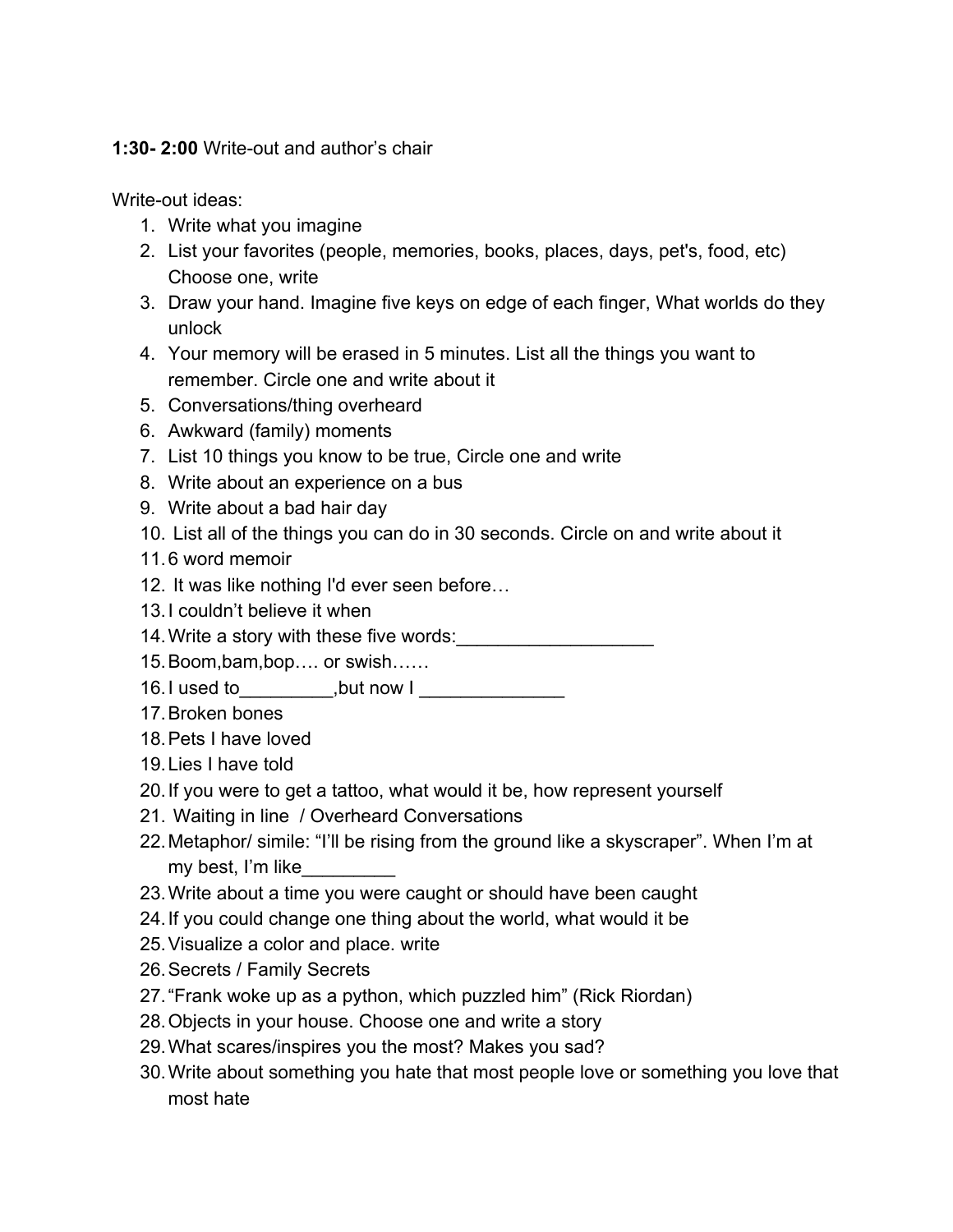**1:30- 2:00** Write-out and author's chair

Write-out ideas:

1. Write what you imagine
2. List your favorites (people, memories, books, places, days, pet's, food, etc) Choose one, write
3. Draw your hand. Imagine five keys on edge of each finger, What worlds do they unlock
4. Your memory will be erased in 5 minutes. List all the things you want to remember. Circle one and write about it
5. Conversations/thing overheard
6. Awkward (family) moments
7. List 10 things you know to be true, Circle one and write
8. Write about an experience on a bus
9. Write about a bad hair day
10. List all of the things you can do in 30 seconds. Circle on and write about it
11. 6 word memoir
12. It was like nothing I'd ever seen before…
13. I couldn't believe it when
14. Write a story with these five words:___________________
15. Boom,bam,bop…. or swish……
16. I used to_________,but now I ______________
17. Broken bones
18. Pets I have loved
19. Lies I have told
20. If you were to get a tattoo, what would it be, how represent yourself
21. Waiting in line / Overheard Conversations
22. Metaphor/ simile: "I'll be rising from the ground like a skyscraper". When I'm at my best, I'm like_________
23. Write about a time you were caught or should have been caught
24. If you could change one thing about the world, what would it be
25. Visualize a color and place. write
26. Secrets / Family Secrets
27. "Frank woke up as a python, which puzzled him" (Rick Riordan)
28. Objects in your house. Choose one and write a story
29. What scares/inspires you the most? Makes you sad?
30. Write about something you hate that most people love or something you love that most hate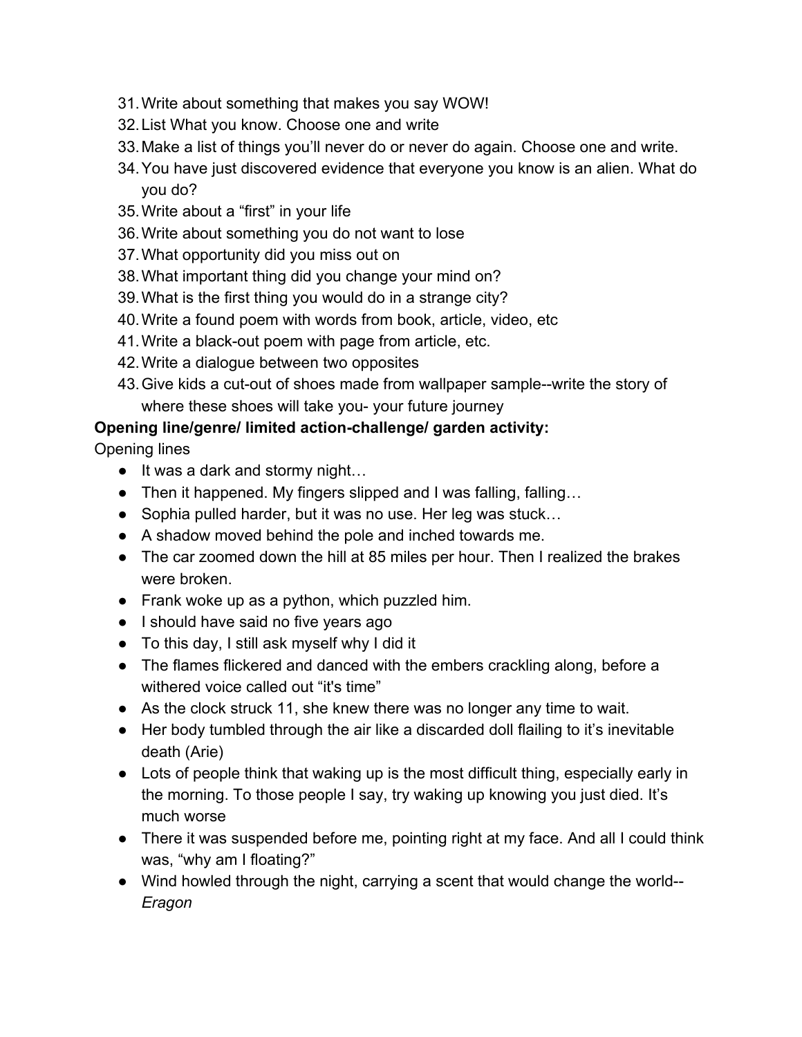31. Write about something that makes you say WOW!
32. List What you know. Choose one and write
33. Make a list of things you'll never do or never do again. Choose one and write.
34. You have just discovered evidence that everyone you know is an alien. What do you do?
35. Write about a "first" in your life
36. Write about something you do not want to lose
37. What opportunity did you miss out on
38. What important thing did you change your mind on?
39. What is the first thing you would do in a strange city?
40. Write a found poem with words from book, article, video, etc
41. Write a black-out poem with page from article, etc.
42. Write a dialogue between two opposites
43. Give kids a cut-out of shoes made from wallpaper sample--write the story of where these shoes will take you- your future journey

**Opening line/genre/ limited action-challenge/ garden activity:**

Opening lines

- It was a dark and stormy night…
- Then it happened. My fingers slipped and I was falling, falling…
- Sophia pulled harder, but it was no use. Her leg was stuck…
- A shadow moved behind the pole and inched towards me.
- The car zoomed down the hill at 85 miles per hour. Then I realized the brakes were broken.
- Frank woke up as a python, which puzzled him.
- I should have said no five years ago
- To this day, I still ask myself why I did it
- The flames flickered and danced with the embers crackling along, before a withered voice called out "it's time"
- As the clock struck 11, she knew there was no longer any time to wait.
- Her body tumbled through the air like a discarded doll flailing to it's inevitable death (Arie)
- Lots of people think that waking up is the most difficult thing, especially early in the morning. To those people I say, try waking up knowing you just died. It's much worse
- There it was suspended before me, pointing right at my face. And all I could think was, "why am I floating?"
- Wind howled through the night, carrying a scent that would change the world-- *Eragon*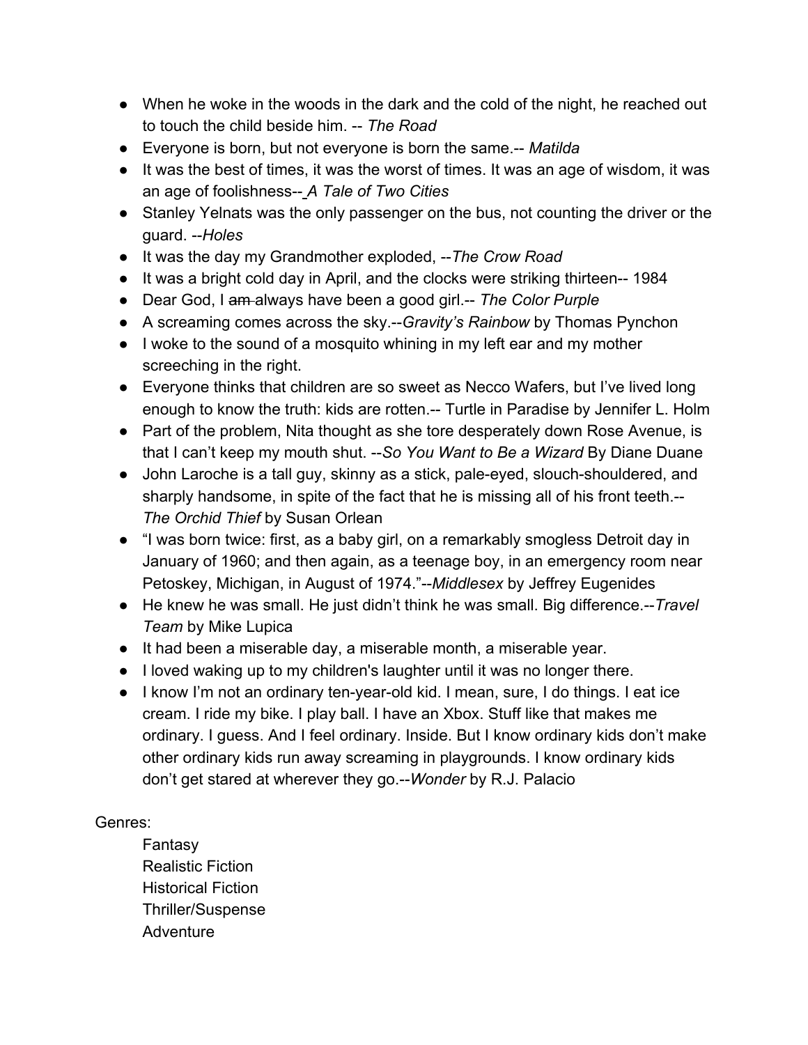- When he woke in the woods in the dark and the cold of the night, he reached out to touch the child beside him. -- *The Road*
- Everyone is born, but not everyone is born the same.-- *Matilda*
- It was the best of times, it was the worst of times. It was an age of wisdom, it was an age of foolishness-- *A Tale of Two Cities*
- Stanley Yelnats was the only passenger on the bus, not counting the driver or the guard. --*Holes*
- It was the day my Grandmother exploded, --*The Crow Road*
- It was a bright cold day in April, and the clocks were striking thirteen-- 1984
- Dear God, I ~~am~~ always have been a good girl.-- *The Color Purple*
- A screaming comes across the sky.--*Gravity's Rainbow* by Thomas Pynchon
- I woke to the sound of a mosquito whining in my left ear and my mother screeching in the right.
- Everyone thinks that children are so sweet as Necco Wafers, but I've lived long enough to know the truth: kids are rotten.-- Turtle in Paradise by Jennifer L. Holm
- Part of the problem, Nita thought as she tore desperately down Rose Avenue, is that I can't keep my mouth shut. --*So You Want to Be a Wizard* By Diane Duane
- John Laroche is a tall guy, skinny as a stick, pale-eyed, slouch-shouldered, and sharply handsome, in spite of the fact that he is missing all of his front teeth.-- *The Orchid Thief* by Susan Orlean
- "I was born twice: first, as a baby girl, on a remarkably smogless Detroit day in January of 1960; and then again, as a teenage boy, in an emergency room near Petoskey, Michigan, in August of 1974."--*Middlesex* by Jeffrey Eugenides
- He knew he was small. He just didn't think he was small. Big difference.--*Travel Team* by Mike Lupica
- It had been a miserable day, a miserable month, a miserable year.
- I loved waking up to my children's laughter until it was no longer there.
- I know I'm not an ordinary ten-year-old kid. I mean, sure, I do things. I eat ice cream. I ride my bike. I play ball. I have an Xbox. Stuff like that makes me ordinary. I guess. And I feel ordinary. Inside. But I know ordinary kids don't make other ordinary kids run away screaming in playgrounds. I know ordinary kids don't get stared at wherever they go.--*Wonder* by R.J. Palacio

Genres:

Fantasy
Realistic Fiction
Historical Fiction
Thriller/Suspense
Adventure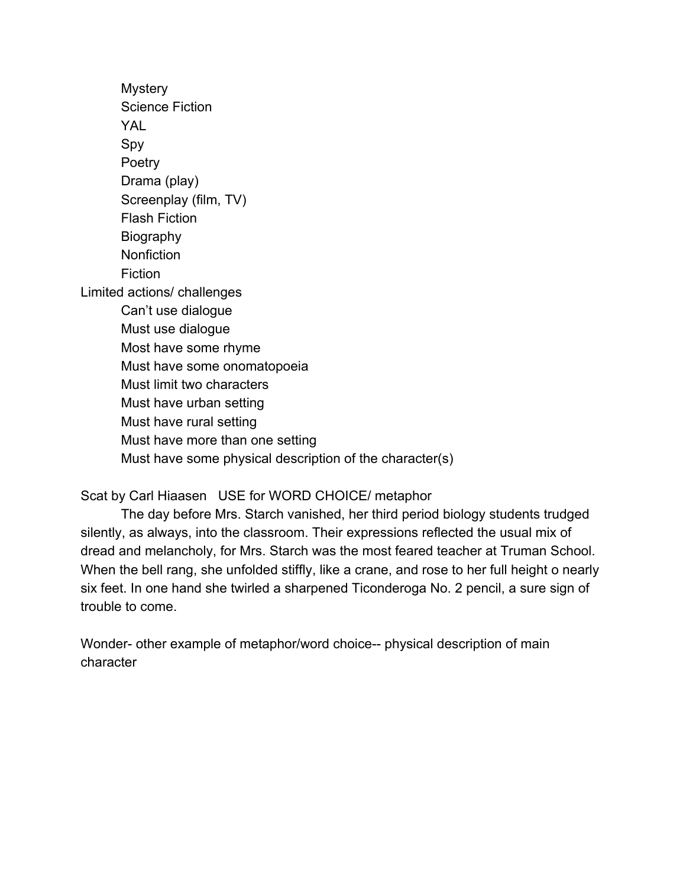- Mystery
- Science Fiction
- YAL
- Spy
- Poetry
- Drama (play)
- Screenplay (film, TV)
- Flash Fiction
- Biography
- Nonfiction
- Fiction

Limited actions/ challenges

- Can't use dialogue
- Must use dialogue
- Most have some rhyme
- Must have some onomatopoeia
- Must limit two characters
- Must have urban setting
- Must have rural setting
- Must have more than one setting
- Must have some physical description of the character(s)

Scat by Carl Hiaasen   USE for WORD CHOICE/ metaphor

The day before Mrs. Starch vanished, her third period biology students trudged silently, as always, into the classroom. Their expressions reflected the usual mix of dread and melancholy, for Mrs. Starch was the most feared teacher at Truman School. When the bell rang, she unfolded stiffly, like a crane, and rose to her full height o nearly six feet. In one hand she twirled a sharpened Ticonderoga No. 2 pencil, a sure sign of trouble to come.

Wonder- other example of metaphor/word choice-- physical description of main character